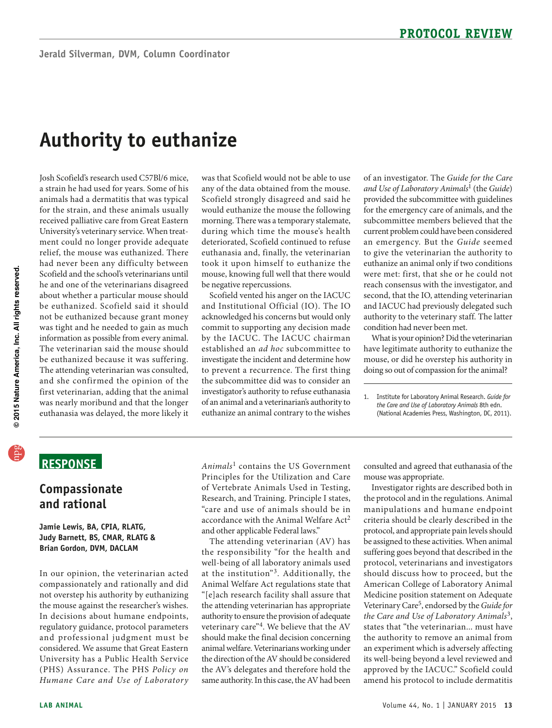# PROTOCOL REVIEW

Jerald Silverman, DVM, Column Coordinator

# Authority to euthanize

Josh Scofield's research used C57Bl/6 mice, a strain he had used for years. Some of his animals had a dermatitis that was typical for the strain, and these animals usually received palliative care from Great Eastern University's veterinary service. When treatment could no longer provide adequate relief, the mouse was euthanized. There had never been any difficulty between Scofield and the school's veterinarians until he and one of the veterinarians disagreed about whether a particular mouse should be euthanized. Scofield said it should not be euthanized because grant money was tight and he needed to gain as much information as possible from every animal. The veterinarian said the mouse should be euthanized because it was suffering. The attending veterinarian was consulted, and she confirmed the opinion of the first veterinarian, adding that the animal was nearly moribund and that the longer euthanasia was delayed, the more likely it was that Scofield would not be able to use any of the data obtained from the mouse. Scofield strongly disagreed and said he would euthanize the mouse the following morning. There was a temporary stalemate, during which time the mouse's health deteriorated, Scofield continued to refuse euthanasia and, finally, the veterinarian took it upon himself to euthanize the mouse, knowing full well that there would be negative repercussions.

Scofield vented his anger on the IACUC and Institutional Official (IO). The IO acknowledged his concerns but would only commit to supporting any decision made by the IACUC. The IACUC chairman established an *ad hoc* subcommittee to investigate the incident and determine how to prevent a recurrence. The first thing the subcommittee did was to consider an investigator's authority to refuse euthanasia of an animal and a veterinarian's authority to euthanize an animal contrary to the wishes of an investigator. The *Guide for the Care and Use of Laboratory Animals*[1] (the *Guide*) provided the subcommittee with guidelines for the emergency care of animals, and the subcommittee members believed that the current problem could have been considered an emergency. But the *Guide* seemed to give the veterinarian the authority to euthanize an animal only if two conditions were met: first, that she or he could not reach consensus with the investigator, and second, that the IO, attending veterinarian and IACUC had previously delegated such authority to the veterinary staff. The latter condition had never been met.

What is your opinion? Did the veterinarian have legitimate authority to euthanize the mouse, or did he overstep his authority in doing so out of compassion for the animal?

1. Institute for Laboratory Animal Research. *Guide for the Care and Use of Laboratory Animals* 8th edn. (National Academies Press, Washington, DC, 2011).

## RESPONSE

## Compassionate and rational

**Jamie Lewis, BA, CPIA, RLATG, Judy Barnett, BS, CMAR, RLATG & Brian Gordon, DVM, DACLAM**

In our opinion, the veterinarian acted compassionately and rationally and did not overstep his authority by euthanizing the mouse against the researcher's wishes. In decisions about humane endpoints, regulatory guidance, protocol parameters and professional judgment must be considered. We assume that Great Eastern University has a Public Health Service (PHS) Assurance. The PHS *Policy on Humane Care and Use of Laboratory Animals*[1] contains the US Government Principles for the Utilization and Care of Vertebrate Animals Used in Testing, Research, and Training. Principle I states, "care and use of animals should be in accordance with the Animal Welfare Act[2] and other applicable Federal laws."

The attending veterinarian (AV) has the responsibility "for the health and well-being of all laboratory animals used at the institution"[3]. Additionally, the Animal Welfare Act regulations state that "[e]ach research facility shall assure that the attending veterinarian has appropriate authority to ensure the provision of adequate veterinary care"[4]. We believe that the AV should make the final decision concerning animal welfare. Veterinarians working under the direction of the AV should be considered the AV's delegates and therefore hold the same authority. In this case, the AV had been consulted and agreed that euthanasia of the mouse was appropriate.

Investigator rights are described both in the protocol and in the regulations. Animal manipulations and humane endpoint criteria should be clearly described in the protocol, and appropriate pain levels should be assigned to these activities. When animal suffering goes beyond that described in the protocol, veterinarians and investigators should discuss how to proceed, but the American College of Laboratory Animal Medicine position statement on Adequate Veterinary Care[5], endorsed by the *Guide for the Care and Use of Laboratory Animals*[3], states that "the veterinarian... must have the authority to remove an animal from an experiment which is adversely affecting its well-being beyond a level reviewed and approved by the IACUC." Scofield could amend his protocol to include dermatitis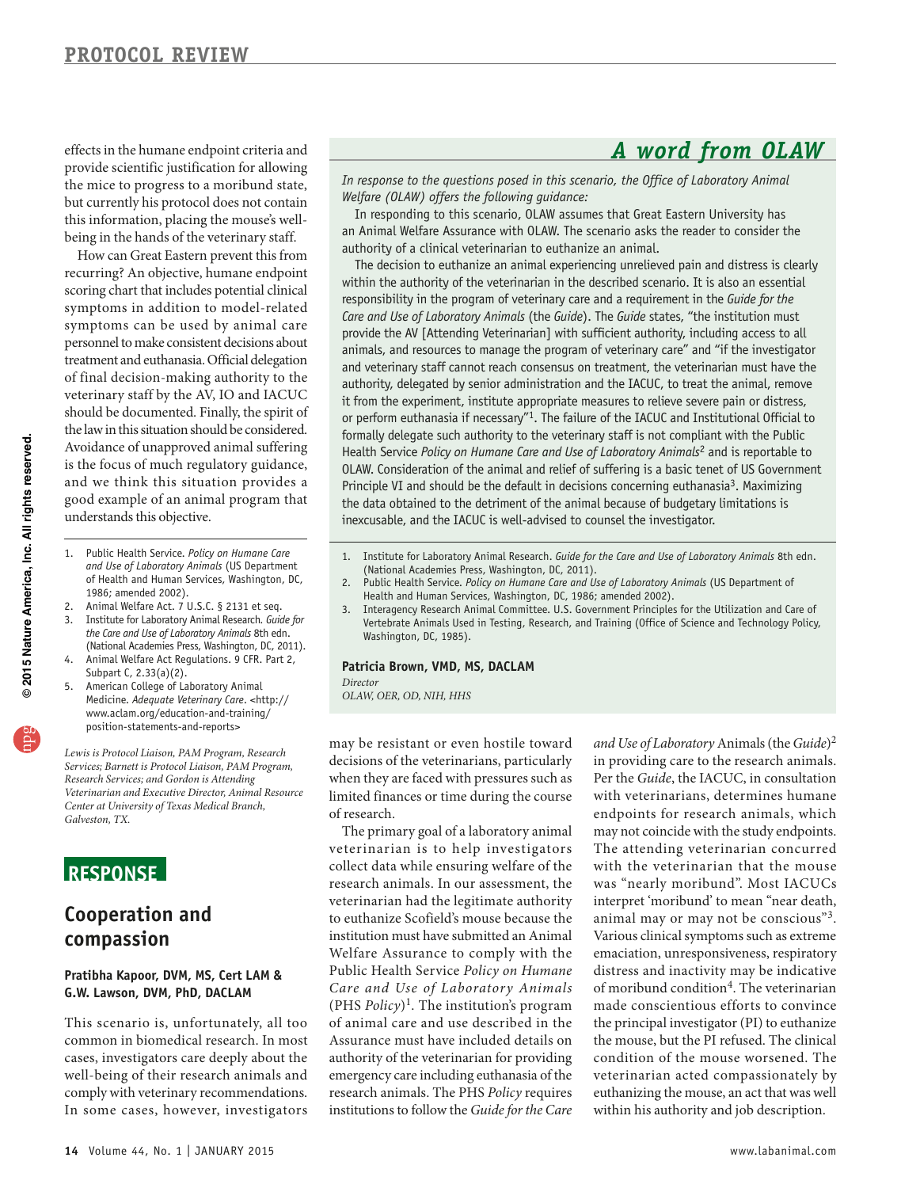effects in the humane endpoint criteria and provide scientific justification for allowing the mice to progress to a moribund state, but currently his protocol does not contain this information, placing the mouse's well-being in the hands of the veterinary staff.

How can Great Eastern prevent this from recurring? An objective, humane endpoint scoring chart that includes potential clinical symptoms in addition to model-related symptoms can be used by animal care personnel to make consistent decisions about treatment and euthanasia. Official delegation of final decision-making authority to the veterinary staff by the AV, IO and IACUC should be documented. Finally, the spirit of the law in this situation should be considered. Avoidance of unapproved animal suffering is the focus of much regulatory guidance, and we think this situation provides a good example of an animal program that understands this objective.

1. Public Health Service. *Policy on Humane Care and Use of Laboratory Animals* (US Department of Health and Human Services, Washington, DC, 1986; amended 2002).
2. Animal Welfare Act. 7 U.S.C. § 2131 et seq.
3. Institute for Laboratory Animal Research. *Guide for the Care and Use of Laboratory Animals* 8th edn. (National Academies Press, Washington, DC, 2011).
4. Animal Welfare Act Regulations. 9 CFR. Part 2, Subpart C, 2.33(a)(2).
5. American College of Laboratory Animal Medicine. *Adequate Veterinary Care*. <http://www.aclam.org/education-and-training/position-statements-and-reports>

*Lewis is Protocol Liaison, PAM Program, Research Services; Barnett is Protocol Liaison, PAM Program, Research Services; and Gordon is Attending Veterinarian and Executive Director, Animal Resource Center at University of Texas Medical Branch, Galveston, TX.*

## A word from OLAW

*In response to the questions posed in this scenario, the Office of Laboratory Animal Welfare (OLAW) offers the following guidance:*

In responding to this scenario, OLAW assumes that Great Eastern University has an Animal Welfare Assurance with OLAW. The scenario asks the reader to consider the authority of a clinical veterinarian to euthanize an animal.

The decision to euthanize an animal experiencing unrelieved pain and distress is clearly within the authority of the veterinarian in the described scenario. It is also an essential responsibility in the program of veterinary care and a requirement in the *Guide for the Care and Use of Laboratory Animals* (the *Guide*). The *Guide* states, "the institution must provide the AV [Attending Veterinarian] with sufficient authority, including access to all animals, and resources to manage the program of veterinary care" and "if the investigator and veterinary staff cannot reach consensus on treatment, the veterinarian must have the authority, delegated by senior administration and the IACUC, to treat the animal, remove it from the experiment, institute appropriate measures to relieve severe pain or distress, or perform euthanasia if necessary"[1]. The failure of the IACUC and Institutional Official to formally delegate such authority to the veterinary staff is not compliant with the Public Health Service *Policy on Humane Care and Use of Laboratory Animals*[2] and is reportable to OLAW. Consideration of the animal and relief of suffering is a basic tenet of US Government Principle VI and should be the default in decisions concerning euthanasia[3]. Maximizing the data obtained to the detriment of the animal because of budgetary limitations is inexcusable, and the IACUC is well-advised to counsel the investigator.

1. Institute for Laboratory Animal Research. *Guide for the Care and Use of Laboratory Animals* 8th edn. (National Academies Press, Washington, DC, 2011).
2. Public Health Service. *Policy on Humane Care and Use of Laboratory Animals* (US Department of Health and Human Services, Washington, DC, 1986; amended 2002).
3. Interagency Research Animal Committee. U.S. Government Principles for the Utilization and Care of Vertebrate Animals Used in Testing, Research, and Training (Office of Science and Technology Policy, Washington, DC, 1985).

**Patricia Brown, VMD, MS, DACLAM**
*Director*
*OLAW, OER, OD, NIH, HHS*

## RESPONSE

### Cooperation and compassion

**Pratibha Kapoor, DVM, MS, Cert LAM & G.W. Lawson, DVM, PhD, DACLAM**

This scenario is, unfortunately, all too common in biomedical research. In most cases, investigators care deeply about the well-being of their research animals and comply with veterinary recommendations. In some cases, however, investigators may be resistant or even hostile toward decisions of the veterinarians, particularly when they are faced with pressures such as limited finances or time during the course of research.

The primary goal of a laboratory animal veterinarian is to help investigators collect data while ensuring welfare of the research animals. In our assessment, the veterinarian had the legitimate authority to euthanize Scofield's mouse because the institution must have submitted an Animal Welfare Assurance to comply with the Public Health Service *Policy on Humane Care and Use of Laboratory Animals* (PHS *Policy*)[1]. The institution's program of animal care and use described in the Assurance must have included details on authority of the veterinarian for providing emergency care including euthanasia of the research animals. The PHS *Policy* requires institutions to follow the *Guide for the Care and Use of Laboratory* Animals (the *Guide*)[2] in providing care to the research animals. Per the *Guide*, the IACUC, in consultation with veterinarians, determines humane endpoints for research animals, which may not coincide with the study endpoints. The attending veterinarian concurred with the veterinarian that the mouse was "nearly moribund". Most IACUCs interpret 'moribund' to mean "near death, animal may or may not be conscious"[3]. Various clinical symptoms such as extreme emaciation, unresponsiveness, respiratory distress and inactivity may be indicative of moribund condition[4]. The veterinarian made conscientious efforts to convince the principal investigator (PI) to euthanize the mouse, but the PI refused. The clinical condition of the mouse worsened. The veterinarian acted compassionately by euthanizing the mouse, an act that was well within his authority and job description.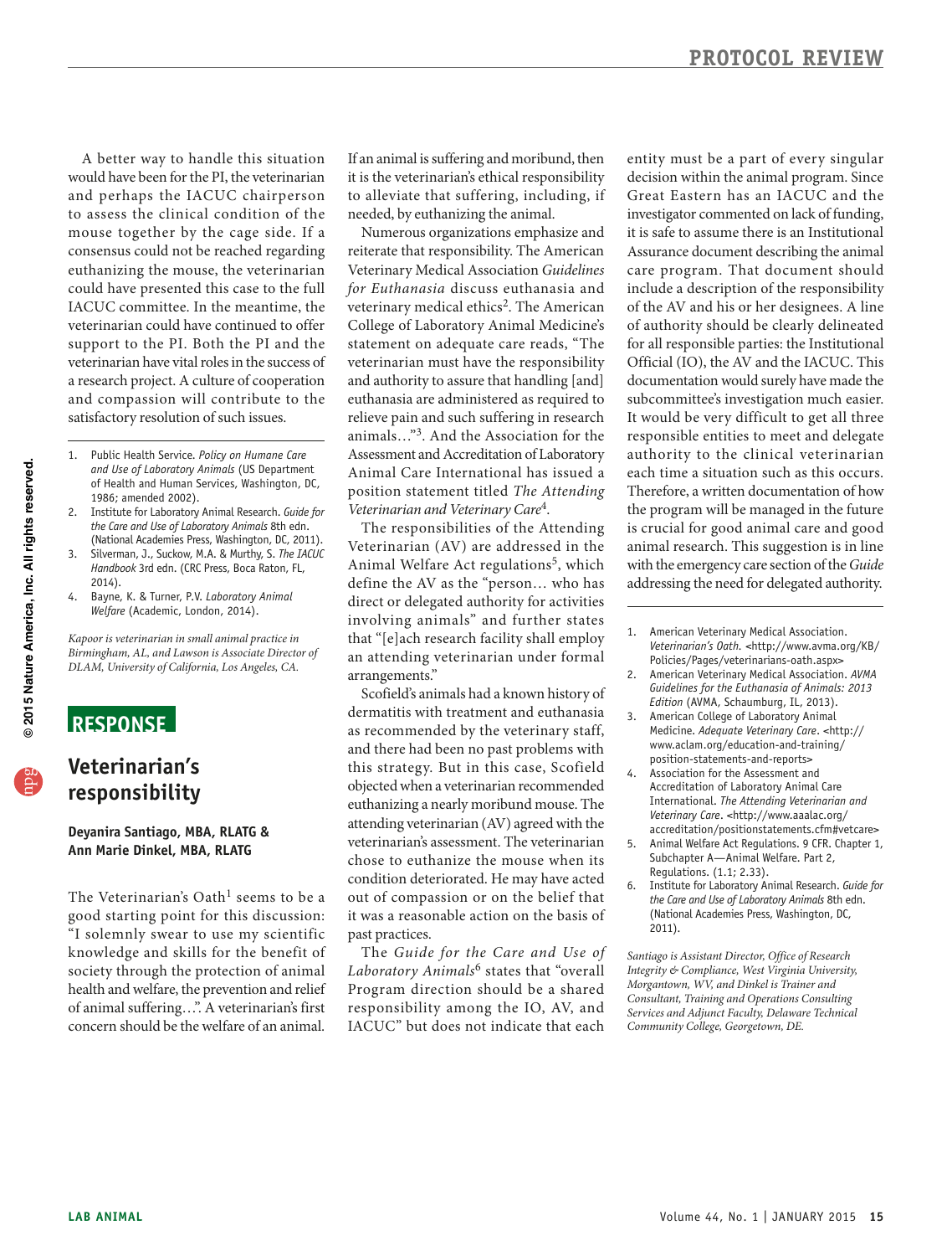A better way to handle this situation would have been for the PI, the veterinarian and perhaps the IACUC chairperson to assess the clinical condition of the mouse together by the cage side. If a consensus could not be reached regarding euthanizing the mouse, the veterinarian could have presented this case to the full IACUC committee. In the meantime, the veterinarian could have continued to offer support to the PI. Both the PI and the veterinarian have vital roles in the success of a research project. A culture of cooperation and compassion will contribute to the satisfactory resolution of such issues.

1. Public Health Service. *Policy on Humane Care and Use of Laboratory Animals* (US Department of Health and Human Services, Washington, DC, 1986; amended 2002).
2. Institute for Laboratory Animal Research. *Guide for the Care and Use of Laboratory Animals* 8th edn. (National Academies Press, Washington, DC, 2011).
3. Silverman, J., Suckow, M.A. & Murthy, S. *The IACUC Handbook* 3rd edn. (CRC Press, Boca Raton, FL, 2014).
4. Bayne, K. & Turner, P.V. *Laboratory Animal Welfare* (Academic, London, 2014).

*Kapoor is veterinarian in small animal practice in Birmingham, AL, and Lawson is Associate Director of DLAM, University of California, Los Angeles, CA.*

## RESPONSE

## Veterinarian's responsibility

**Deyanira Santiago, MBA, RLATG & Ann Marie Dinkel, MBA, RLATG**

The Veterinarian's Oath[1] seems to be a good starting point for this discussion: "I solemnly swear to use my scientific knowledge and skills for the benefit of society through the protection of animal health and welfare, the prevention and relief of animal suffering…". A veterinarian's first concern should be the welfare of an animal. If an animal is suffering and moribund, then it is the veterinarian's ethical responsibility to alleviate that suffering, including, if needed, by euthanizing the animal.

Numerous organizations emphasize and reiterate that responsibility. The American Veterinary Medical Association *Guidelines for Euthanasia* discuss euthanasia and veterinary medical ethics[2]. The American College of Laboratory Animal Medicine's statement on adequate care reads, "The veterinarian must have the responsibility and authority to assure that handling [and] euthanasia are administered as required to relieve pain and such suffering in research animals…"[3]. And the Association for the Assessment and Accreditation of Laboratory Animal Care International has issued a position statement titled *The Attending Veterinarian and Veterinary Care*[4].

The responsibilities of the Attending Veterinarian (AV) are addressed in the Animal Welfare Act regulations[5], which define the AV as the "person… who has direct or delegated authority for activities involving animals" and further states that "[e]ach research facility shall employ an attending veterinarian under formal arrangements."

Scofield's animals had a known history of dermatitis with treatment and euthanasia as recommended by the veterinary staff, and there had been no past problems with this strategy. But in this case, Scofield objected when a veterinarian recommended euthanizing a nearly moribund mouse. The attending veterinarian (AV) agreed with the veterinarian's assessment. The veterinarian chose to euthanize the mouse when its condition deteriorated. He may have acted out of compassion or on the belief that it was a reasonable action on the basis of past practices.

The *Guide for the Care and Use of Laboratory Animals*[6] states that "overall Program direction should be a shared responsibility among the IO, AV, and IACUC" but does not indicate that each entity must be a part of every singular decision within the animal program. Since Great Eastern has an IACUC and the investigator commented on lack of funding, it is safe to assume there is an Institutional Assurance document describing the animal care program. That document should include a description of the responsibility of the AV and his or her designees. A line of authority should be clearly delineated for all responsible parties: the Institutional Official (IO), the AV and the IACUC. This documentation would surely have made the subcommittee's investigation much easier. It would be very difficult to get all three responsible entities to meet and delegate authority to the clinical veterinarian each time a situation such as this occurs. Therefore, a written documentation of how the program will be managed in the future is crucial for good animal care and good animal research. This suggestion is in line with the emergency care section of the *Guide* addressing the need for delegated authority.

1. American Veterinary Medical Association. *Veterinarian's Oath*. <http://www.avma.org/KB/Policies/Pages/veterinarians-oath.aspx>
2. American Veterinary Medical Association. *AVMA Guidelines for the Euthanasia of Animals: 2013 Edition* (AVMA, Schaumburg, IL, 2013).
3. American College of Laboratory Animal Medicine. *Adequate Veterinary Care*. <http://www.aclam.org/education-and-training/position-statements-and-reports>
4. Association for the Assessment and Accreditation of Laboratory Animal Care International. *The Attending Veterinarian and Veterinary Care*. <http://www.aaalac.org/accreditation/positionstatements.cfm#vetcare>
5. Animal Welfare Act Regulations. 9 CFR. Chapter 1, Subchapter A—Animal Welfare. Part 2, Regulations. (1.1; 2.33).
6. Institute for Laboratory Animal Research. *Guide for the Care and Use of Laboratory Animals* 8th edn. (National Academies Press, Washington, DC, 2011).

*Santiago is Assistant Director, Office of Research Integrity & Compliance, West Virginia University, Morgantown, WV, and Dinkel is Trainer and Consultant, Training and Operations Consulting Services and Adjunct Faculty, Delaware Technical Community College, Georgetown, DE.*